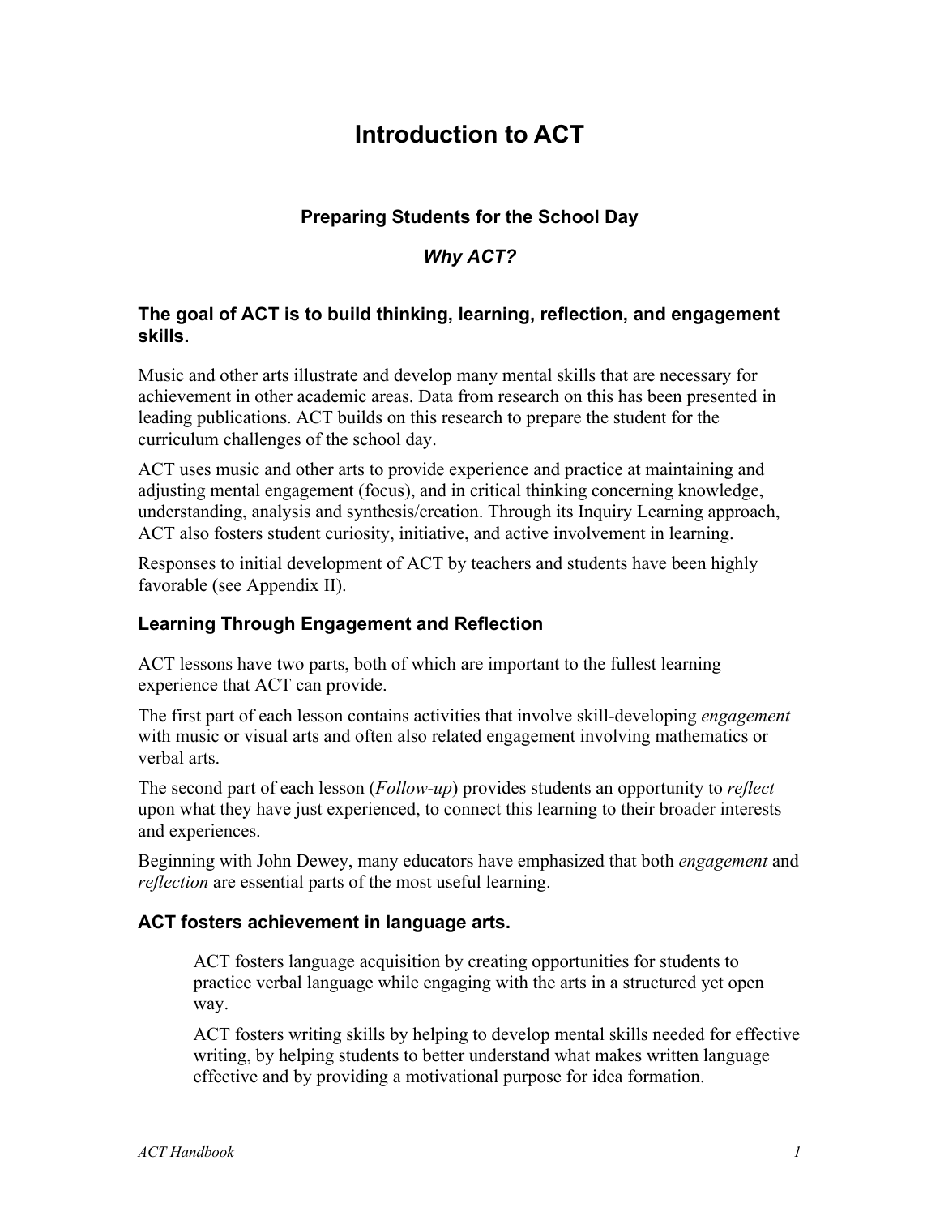# Introduction to ACT

### Preparing Students for the School Day

### *Why ACT?*

## The goal of ACT is to build thinking, learning, reflection, and engagement skills.

Music and other arts illustrate and develop many mental skills that are necessary for achievement in other academic areas. Data from research on this has been presented in leading publications. ACT builds on this research to prepare the student for the curriculum challenges of the school day.

ACT uses music and other arts to provide experience and practice at maintaining and adjusting mental engagement (focus), and in critical thinking concerning knowledge, understanding, analysis and synthesis/creation. Through its Inquiry Learning approach, ACT also fosters student curiosity, initiative, and active involvement in learning.

Responses to initial development of ACT by teachers and students have been highly favorable (see Appendix II).

## Learning Through Engagement and Reflection

ACT lessons have two parts, both of which are important to the fullest learning experience that ACT can provide.

The first part of each lesson contains activities that involve skill-developing *engagement* with music or visual arts and often also related engagement involving mathematics or verbal arts.

The second part of each lesson (*Follow-up*) provides students an opportunity to *reflect* upon what they have just experienced, to connect this learning to their broader interests and experiences.

Beginning with John Dewey, many educators have emphasized that both *engagement* and *reflection* are essential parts of the most useful learning.

## ACT fosters achievement in language arts.

> ACT fosters language acquisition by creating opportunities for students to practice verbal language while engaging with the arts in a structured yet open way.
>
> ACT fosters writing skills by helping to develop mental skills needed for effective writing, by helping students to better understand what makes written language effective and by providing a motivational purpose for idea formation.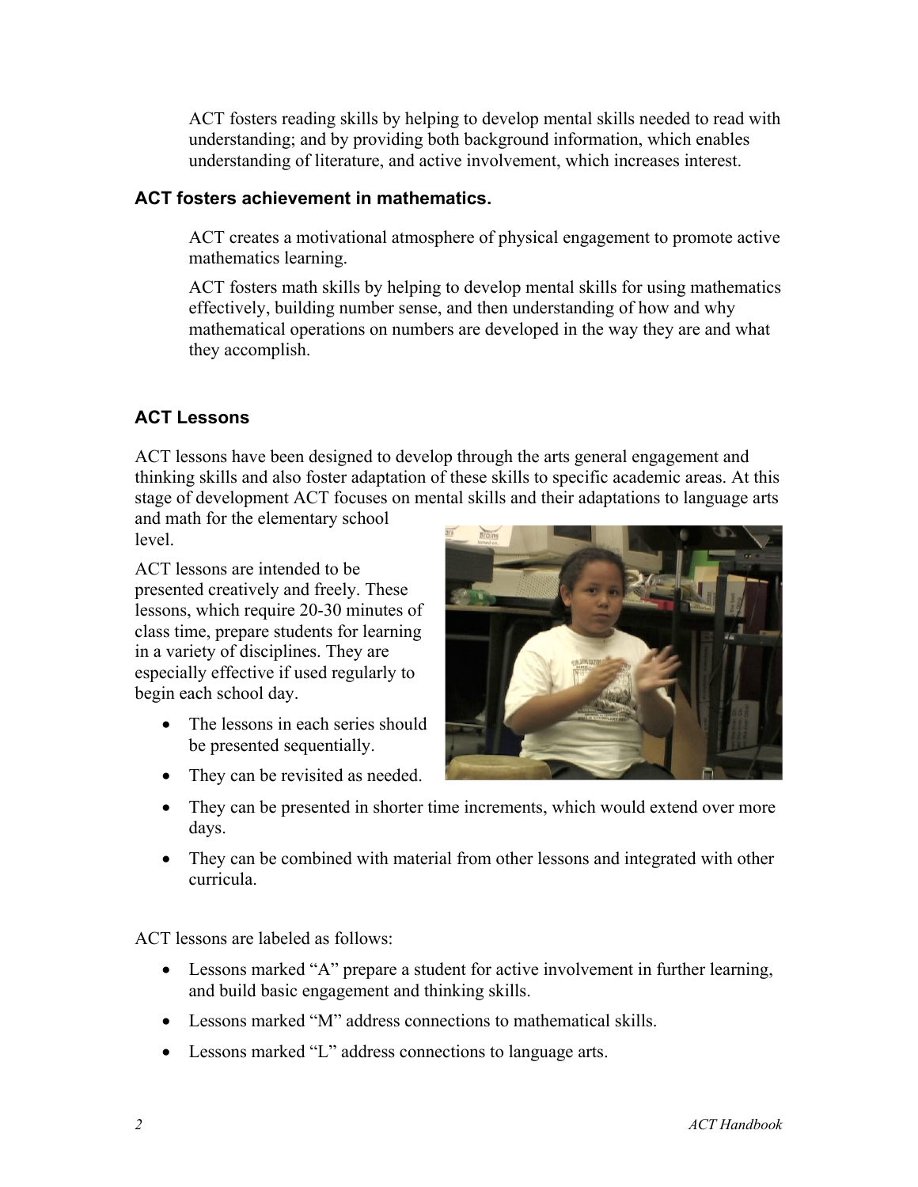ACT fosters reading skills by helping to develop mental skills needed to read with understanding; and by providing both background information, which enables understanding of literature, and active involvement, which increases interest.

### ACT fosters achievement in mathematics.

ACT creates a motivational atmosphere of physical engagement to promote active mathematics learning.

ACT fosters math skills by helping to develop mental skills for using mathematics effectively, building number sense, and then understanding of how and why mathematical operations on numbers are developed in the way they are and what they accomplish.

### ACT Lessons

ACT lessons have been designed to develop through the arts general engagement and thinking skills and also foster adaptation of these skills to specific academic areas. At this stage of development ACT focuses on mental skills and their adaptations to language arts and math for the elementary school level.

ACT lessons are intended to be presented creatively and freely. These lessons, which require 20-30 minutes of class time, prepare students for learning in a variety of disciplines. They are especially effective if used regularly to begin each school day.

- The lessons in each series should be presented sequentially.
- They can be revisited as needed.
- They can be presented in shorter time increments, which would extend over more days.
- They can be combined with material from other lessons and integrated with other curricula.

ACT lessons are labeled as follows:

- Lessons marked "A" prepare a student for active involvement in further learning, and build basic engagement and thinking skills.
- Lessons marked "M" address connections to mathematical skills.
- Lessons marked "L" address connections to language arts.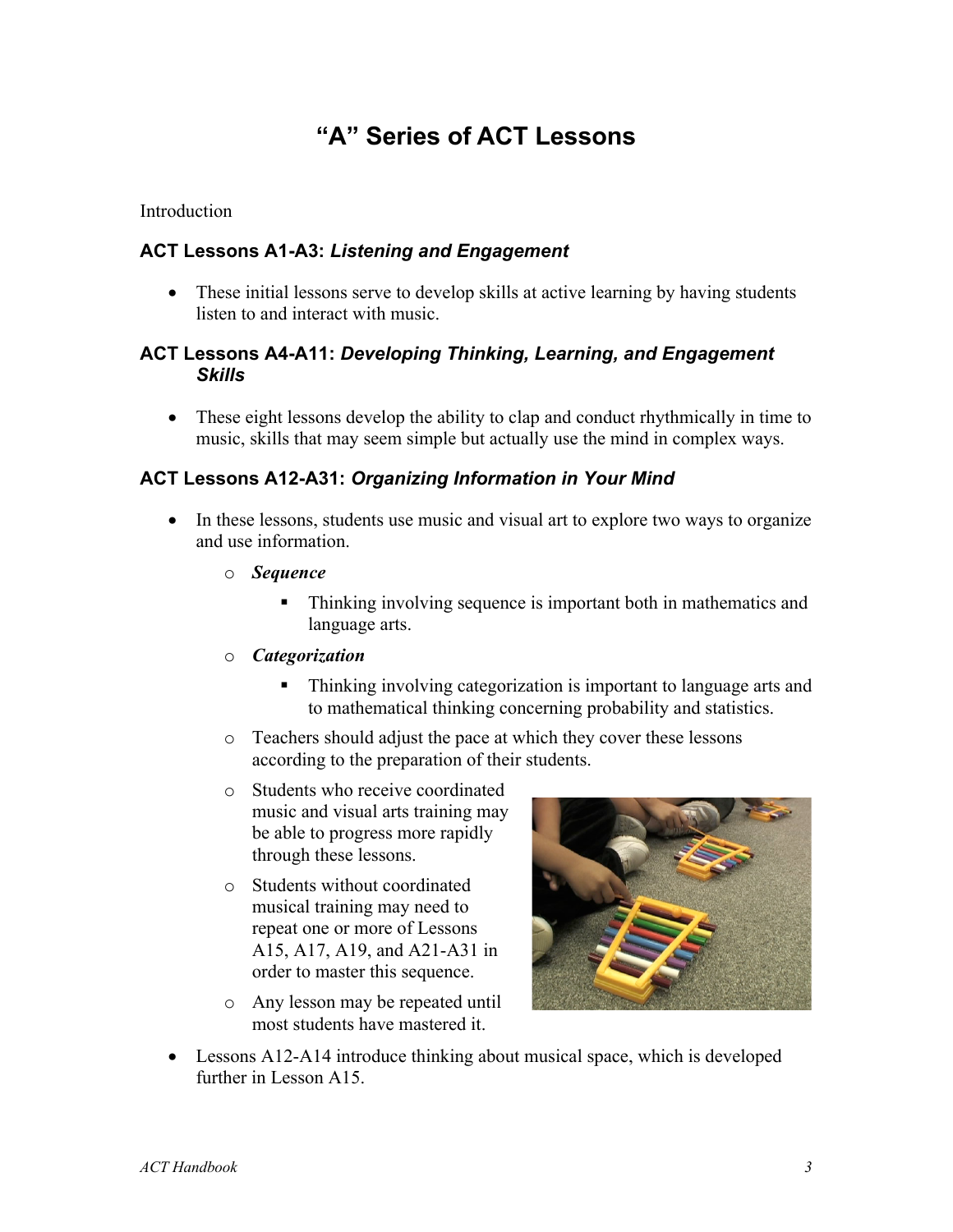# "A" Series of ACT Lessons

Introduction

### ACT Lessons A1-A3: *Listening and Engagement*

- These initial lessons serve to develop skills at active learning by having students listen to and interact with music.

### ACT Lessons A4-A11: *Developing Thinking, Learning, and Engagement Skills*

- These eight lessons develop the ability to clap and conduct rhythmically in time to music, skills that may seem simple but actually use the mind in complex ways.

### ACT Lessons A12-A31: *Organizing Information in Your Mind*

- In these lessons, students use music and visual art to explore two ways to organize and use information.
  - ***Sequence***
    - Thinking involving sequence is important both in mathematics and language arts.
  - ***Categorization***
    - Thinking involving categorization is important to language arts and to mathematical thinking concerning probability and statistics.
  - Teachers should adjust the pace at which they cover these lessons according to the preparation of their students.
  - Students who receive coordinated music and visual arts training may be able to progress more rapidly through these lessons.
  - Students without coordinated musical training may need to repeat one or more of Lessons A15, A17, A19, and A21-A31 in order to master this sequence.
  - Any lesson may be repeated until most students have mastered it.
- Lessons A12-A14 introduce thinking about musical space, which is developed further in Lesson A15.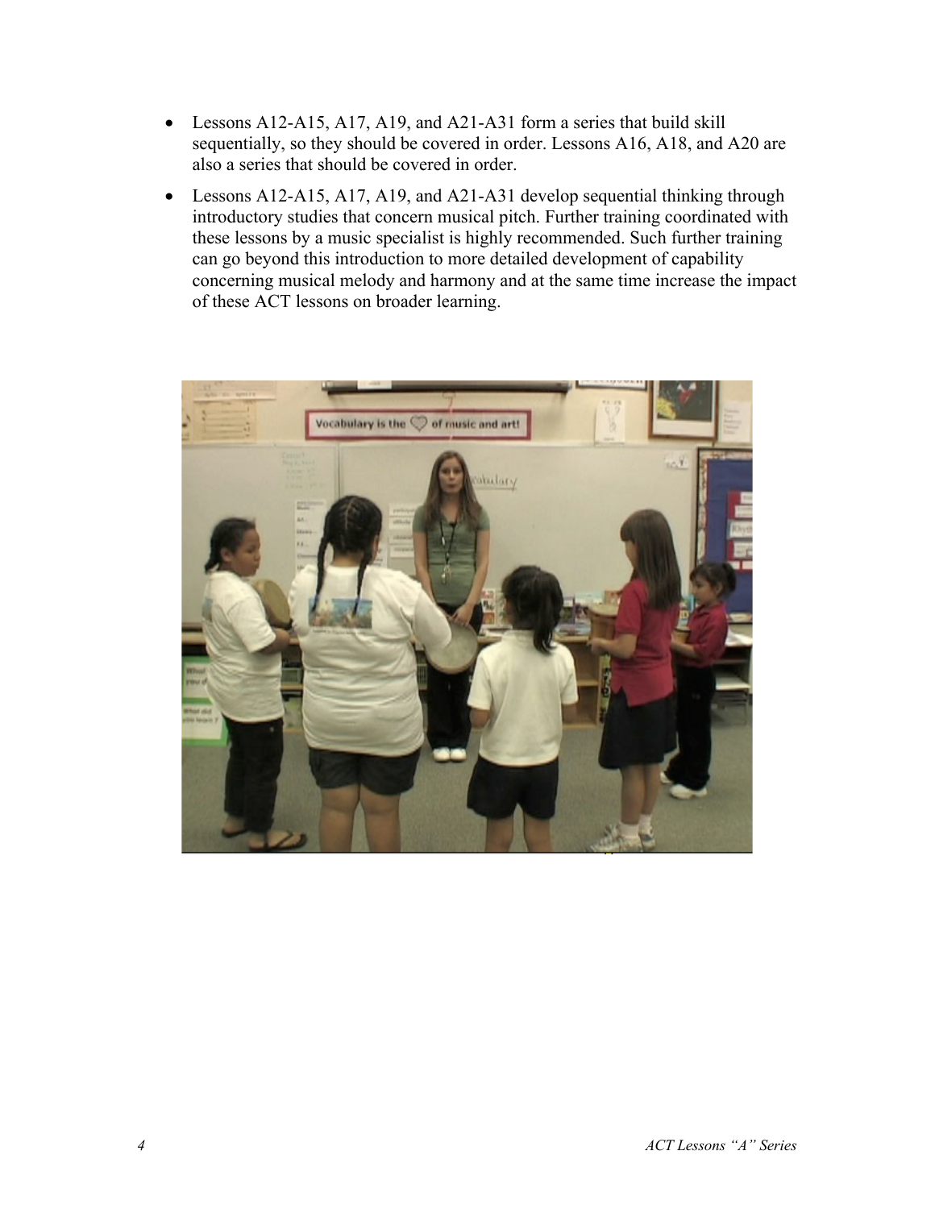- Lessons A12-A15, A17, A19, and A21-A31 form a series that build skill sequentially, so they should be covered in order. Lessons A16, A18, and A20 are also a series that should be covered in order.
- Lessons A12-A15, A17, A19, and A21-A31 develop sequential thinking through introductory studies that concern musical pitch. Further training coordinated with these lessons by a music specialist is highly recommended. Such further training can go beyond this introduction to more detailed development of capability concerning musical melody and harmony and at the same time increase the impact of these ACT lessons on broader learning.